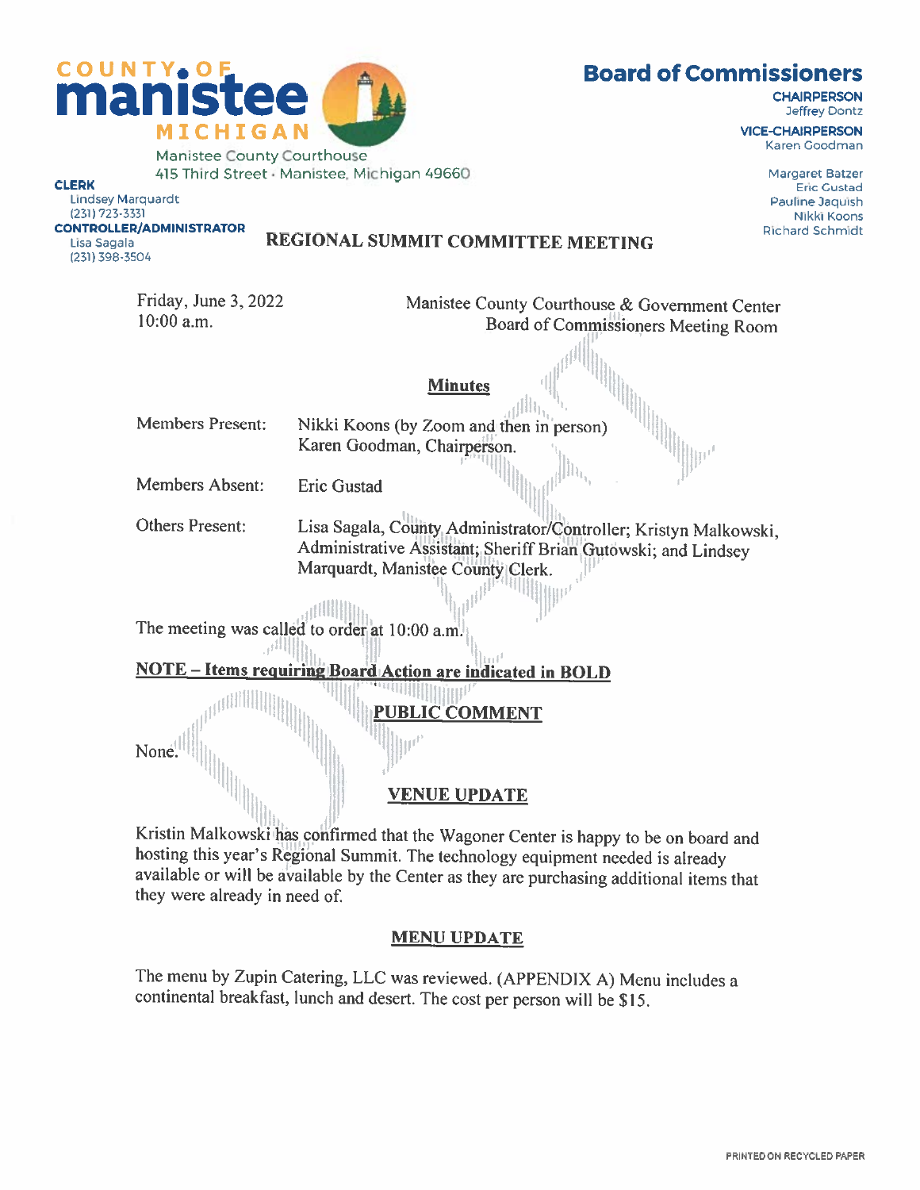COUNTY OF **manistee** MICHIGAN

Manistee County Courthouse
415 Third Street · Manistee, Michigan 49660

**CLERK**
Lindsey Marquardt
(231) 723-3331

**CONTROLLER/ADMINISTRATOR**
Lisa Sagala
(231) 398-3504

## Board of Commissioners

**CHAIRPERSON**
Jeffrey Dontz

**VICE-CHAIRPERSON**
Karen Goodman

Margaret Batzer
Eric Gustad
Pauline Jaquish
Nikki Koons
Richard Schmidt

# REGIONAL SUMMIT COMMITTEE MEETING

Friday, June 3, 2022
10:00 a.m.

Manistee County Courthouse & Government Center
Board of Commissioners Meeting Room

## Minutes

Members Present: Nikki Koons (by Zoom and then in person)
Karen Goodman, Chairperson.

Members Absent: Eric Gustad

Others Present: Lisa Sagala, County Administrator/Controller; Kristyn Malkowski, Administrative Assistant; Sheriff Brian Gutowski; and Lindsey Marquardt, Manistee County Clerk.

The meeting was called to order at 10:00 a.m.

**NOTE – Items requiring Board Action are indicated in BOLD**

## PUBLIC COMMENT

None.

## VENUE UPDATE

Kristin Malkowski has confirmed that the Wagoner Center is happy to be on board and hosting this year's Regional Summit. The technology equipment needed is already available or will be available by the Center as they are purchasing additional items that they were already in need of.

## MENU UPDATE

The menu by Zupin Catering, LLC was reviewed. (APPENDIX A) Menu includes a continental breakfast, lunch and desert. The cost per person will be $15.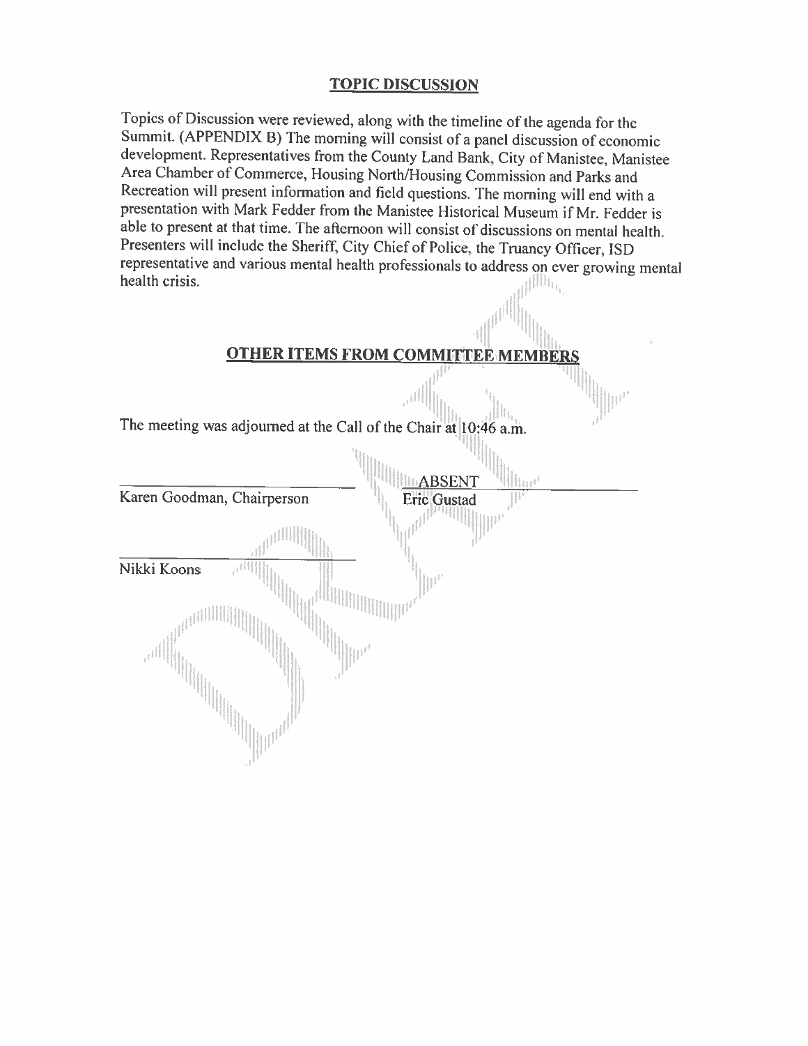## TOPIC DISCUSSION

Topics of Discussion were reviewed, along with the timeline of the agenda for the Summit. (APPENDIX B) The morning will consist of a panel discussion of economic development. Representatives from the County Land Bank, City of Manistee, Manistee Area Chamber of Commerce, Housing North/Housing Commission and Parks and Recreation will present information and field questions. The morning will end with a presentation with Mark Fedder from the Manistee Historical Museum if Mr. Fedder is able to present at that time. The afternoon will consist of discussions on mental health. Presenters will include the Sheriff, City Chief of Police, the Truancy Officer, ISD representative and various mental health professionals to address on ever growing mental health crisis.

## OTHER ITEMS FROM COMMITTEE MEMBERS

The meeting was adjourned at the Call of the Chair at 10:46 a.m.

\_\_\_\_\_\_\_\_\_\_\_\_\_\_\_\_\_\_\_\_\_\_\_\_\_\_\_\_
Karen Goodman, Chairperson

ABSENT
Eric Gustad

\_\_\_\_\_\_\_\_\_\_\_\_\_\_\_\_\_\_\_\_\_\_\_\_\_\_\_\_
Nikki Koons

DRAFT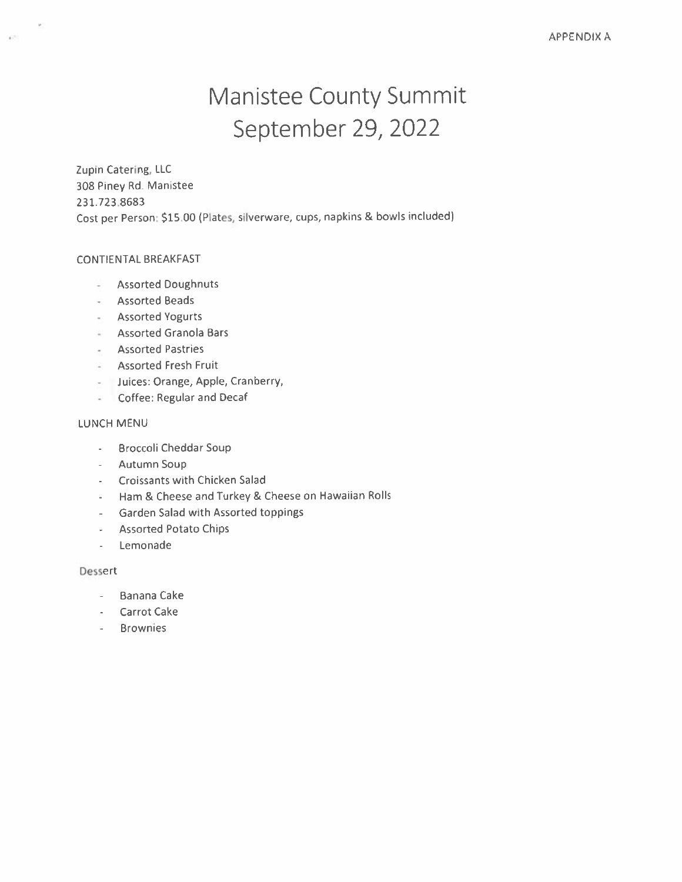APPENDIX A

# Manistee County Summit
# September 29, 2022

Zupin Catering, LLC
308 Piney Rd. Manistee
231.723.8683
Cost per Person: $15.00 (Plates, silverware, cups, napkins & bowls included)

CONTIENTAL BREAKFAST

- Assorted Doughnuts
- Assorted Beads
- Assorted Yogurts
- Assorted Granola Bars
- Assorted Pastries
- Assorted Fresh Fruit
- Juices: Orange, Apple, Cranberry,
- Coffee: Regular and Decaf

LUNCH MENU

- Broccoli Cheddar Soup
- Autumn Soup
- Croissants with Chicken Salad
- Ham & Cheese and Turkey & Cheese on Hawaiian Rolls
- Garden Salad with Assorted toppings
- Assorted Potato Chips
- Lemonade

Dessert

- Banana Cake
- Carrot Cake
- Brownies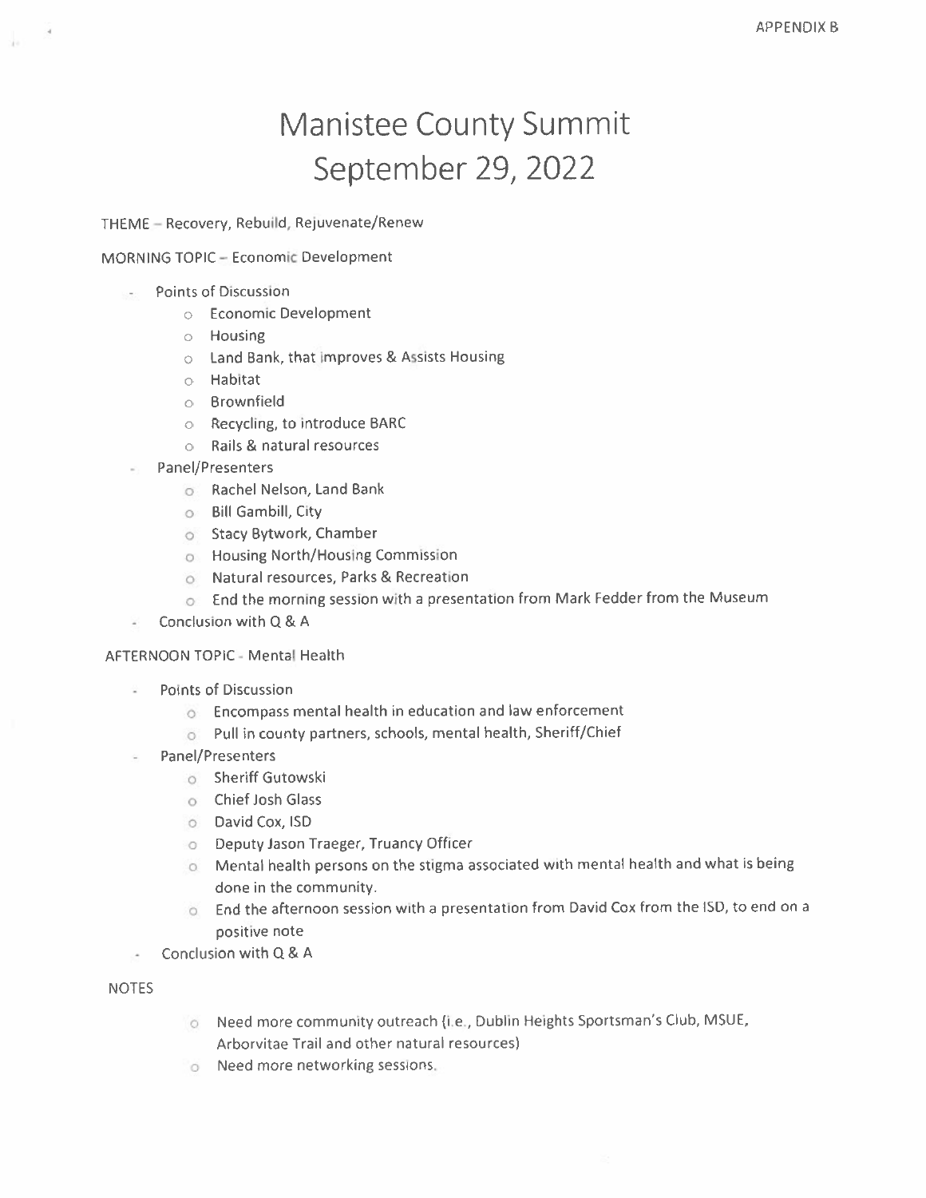APPENDIX B

# Manistee County Summit
# September 29, 2022

THEME – Recovery, Rebuild, Rejuvenate/Renew

MORNING TOPIC – Economic Development

- Points of Discussion
  - Economic Development
  - Housing
  - Land Bank, that improves & Assists Housing
  - Habitat
  - Brownfield
  - Recycling, to introduce BARC
  - Rails & natural resources
- Panel/Presenters
  - Rachel Nelson, Land Bank
  - Bill Gambill, City
  - Stacy Bytwork, Chamber
  - Housing North/Housing Commission
  - Natural resources, Parks & Recreation
  - End the morning session with a presentation from Mark Fedder from the Museum
- Conclusion with Q & A

AFTERNOON TOPIC - Mental Health

- Points of Discussion
  - Encompass mental health in education and law enforcement
  - Pull in county partners, schools, mental health, Sheriff/Chief
- Panel/Presenters
  - Sheriff Gutowski
  - Chief Josh Glass
  - David Cox, ISD
  - Deputy Jason Traeger, Truancy Officer
  - Mental health persons on the stigma associated with mental health and what is being done in the community.
  - End the afternoon session with a presentation from David Cox from the ISD, to end on a positive note
- Conclusion with Q & A

NOTES

- Need more community outreach (i.e., Dublin Heights Sportsman's Club, MSUE, Arborvitae Trail and other natural resources)
- Need more networking sessions.